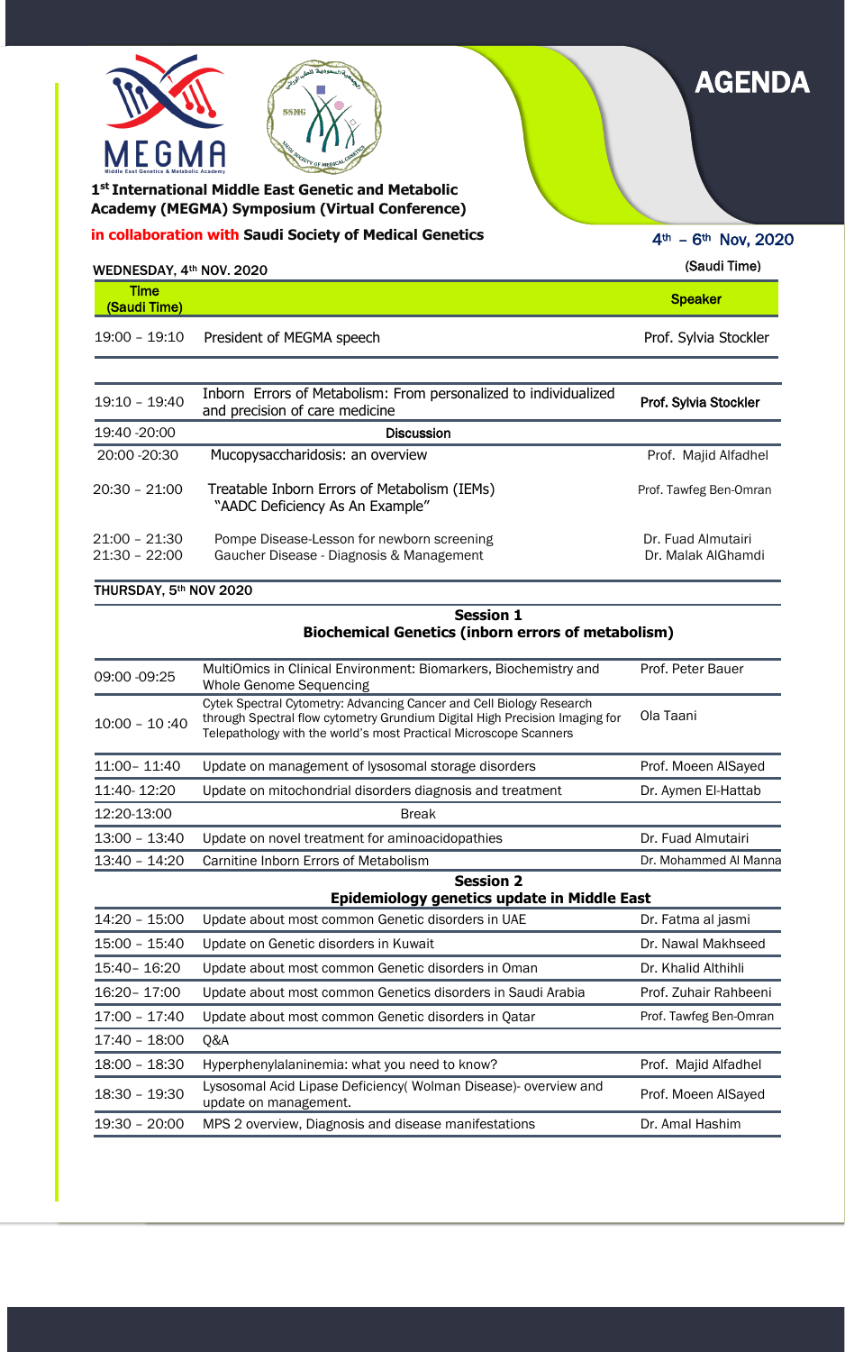# AGENDA

**1st International Middle East Genetic and Metabolic Academy (MEGMA) Symposium (Virtual Conference)**

**in collaboration with Saudi Society of Medical Genetics**

4th – 6th Nov, 2020

(Saudi Time)

**WEDNESDAY, 4th NOV. 2020**

| Time (Saudi Time) | | Speaker |
|---|---|---|
| 19:00 – 19:10 | President of MEGMA speech | Prof. Sylvia Stockler |
| 19:10 – 19:40 | Inborn Errors of Metabolism: From personalized to individualized and precision of care medicine | **Prof. Sylvia Stockler** |
| 19:40 -20:00 | **Discussion** | |
| 20:00 -20:30 | Mucopysaccharidosis: an overview | Prof. Majid Alfadhel |
| 20:30 – 21:00 | Treatable Inborn Errors of Metabolism (IEMs) "AADC Deficiency As An Example" | Prof. Tawfeg Ben-Omran |
| 21:00 – 21:30 | Pompe Disease-Lesson for newborn screening | Dr. Fuad Almutairi |
| 21:30 – 22:00 | Gaucher Disease - Diagnosis & Management | Dr. Malak AlGhamdi |

**THURSDAY, 5th NOV 2020**

**Session 1**
**Biochemical Genetics (inborn errors of metabolism)**

| | | |
|---|---|---|
| 09:00 -09:25 | MultiOmics in Clinical Environment: Biomarkers, Biochemistry and Whole Genome Sequencing | Prof. Peter Bauer |
| 10:00 – 10 :40 | Cytek Spectral Cytometry: Advancing Cancer and Cell Biology Research through Spectral flow cytometry Grundium Digital High Precision Imaging for Telepathology with the world's most Practical Microscope Scanners | Ola Taani |
| 11:00– 11:40 | Update on management of lysosomal storage disorders | Prof. Moeen AlSayed |
| 11:40- 12:20 | Update on mitochondrial disorders diagnosis and treatment | Dr. Aymen El-Hattab |
| 12:20-13:00 | Break | |
| 13:00 – 13:40 | Update on novel treatment for aminoacidopathies | Dr. Fuad Almutairi |
| 13:40 – 14:20 | Carnitine Inborn Errors of Metabolism | Dr. Mohammed Al Manna |

**Session 2**
**Epidemiology genetics update in Middle East**

| | | |
|---|---|---|
| 14:20 – 15:00 | Update about most common Genetic disorders in UAE | Dr. Fatma al jasmi |
| 15:00 – 15:40 | Update on Genetic disorders in Kuwait | Dr. Nawal Makhseed |
| 15:40– 16:20 | Update about most common Genetic disorders in Oman | Dr. Khalid Althihli |
| 16:20– 17:00 | Update about most common Genetics disorders in Saudi Arabia | Prof. Zuhair Rahbeeni |
| 17:00 – 17:40 | Update about most common Genetic disorders in Qatar | Prof. Tawfeg Ben-Omran |
| 17:40 – 18:00 | Q&A | |
| 18:00 – 18:30 | Hyperphenylalaninemia: what you need to know? | Prof. Majid Alfadhel |
| 18:30 – 19:30 | Lysosomal Acid Lipase Deficiency( Wolman Disease)- overview and update on management. | Prof. Moeen AlSayed |
| 19:30 – 20:00 | MPS 2 overview, Diagnosis and disease manifestations | Dr. Amal Hashim |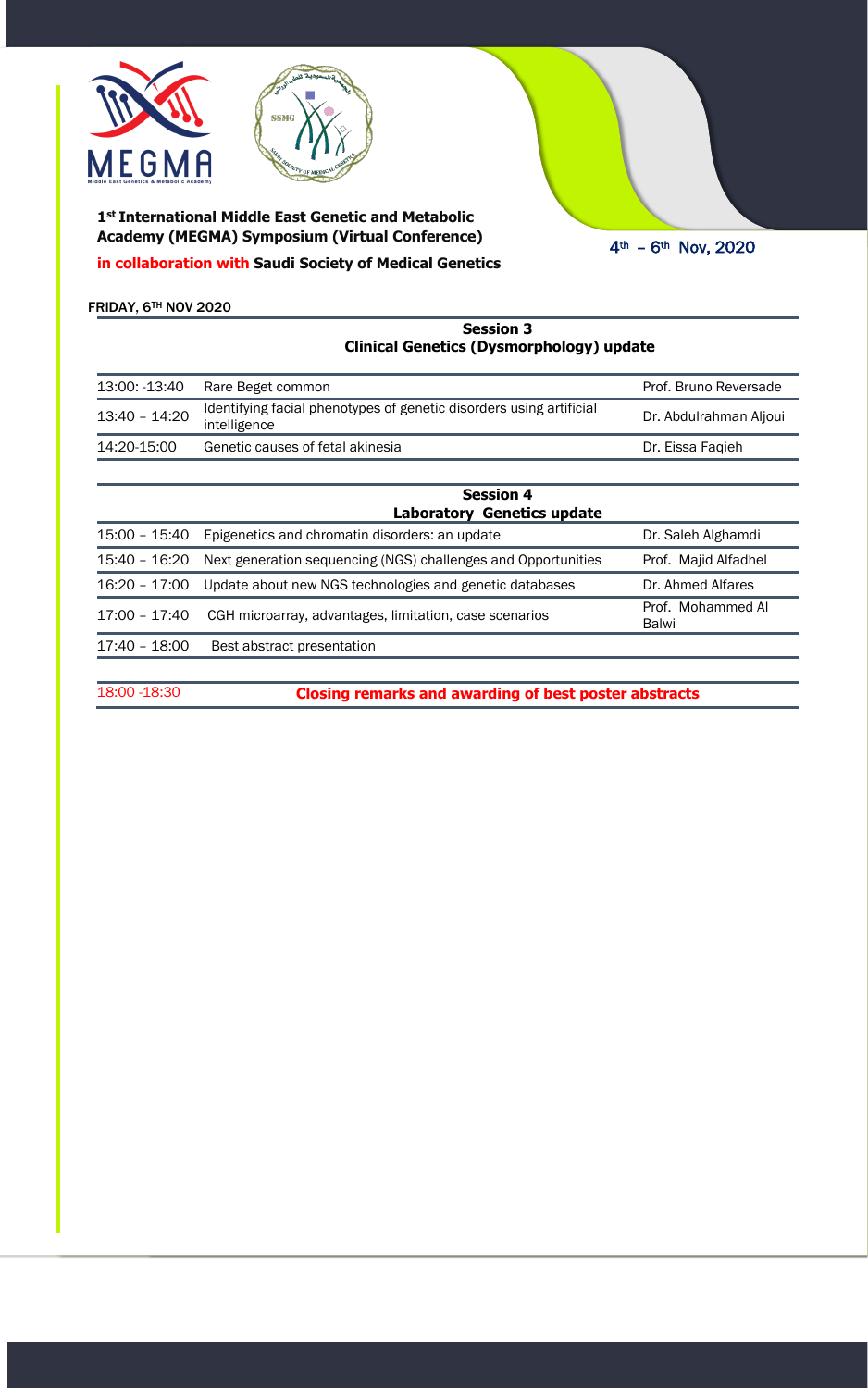1st International Middle East Genetic and Metabolic Academy (MEGMA) Symposium (Virtual Conference)

in collaboration with **Saudi Society of Medical Genetics**

4th – 6th Nov, 2020

**FRIDAY, 6TH NOV 2020**

## Session 3
### Clinical Genetics (Dysmorphology) update

| | | |
|---|---|---|
| 13:00: -13:40 | Rare Beget common | Prof. Bruno Reversade |
| 13:40 – 14:20 | Identifying facial phenotypes of genetic disorders using artificial intelligence | Dr. Abdulrahman Aljoui |
| 14:20-15:00 | Genetic causes of fetal akinesia | Dr. Eissa Faqieh |

## Session 4
### Laboratory Genetics update

| | | |
|---|---|---|
| 15:00 – 15:40 | Epigenetics and chromatin disorders: an update | Dr. Saleh Alghamdi |
| 15:40 – 16:20 | Next generation sequencing (NGS) challenges and Opportunities | Prof. Majid Alfadhel |
| 16:20 – 17:00 | Update about new NGS technologies and genetic databases | Dr. Ahmed Alfares |
| 17:00 – 17:40 | CGH microarray, advantages, limitation, case scenarios | Prof. Mohammed Al Balwi |
| 17:40 – 18:00 | Best abstract presentation | |

| | |
|---|---|
| 18:00 -18:30 | **Closing remarks and awarding of best poster abstracts** |